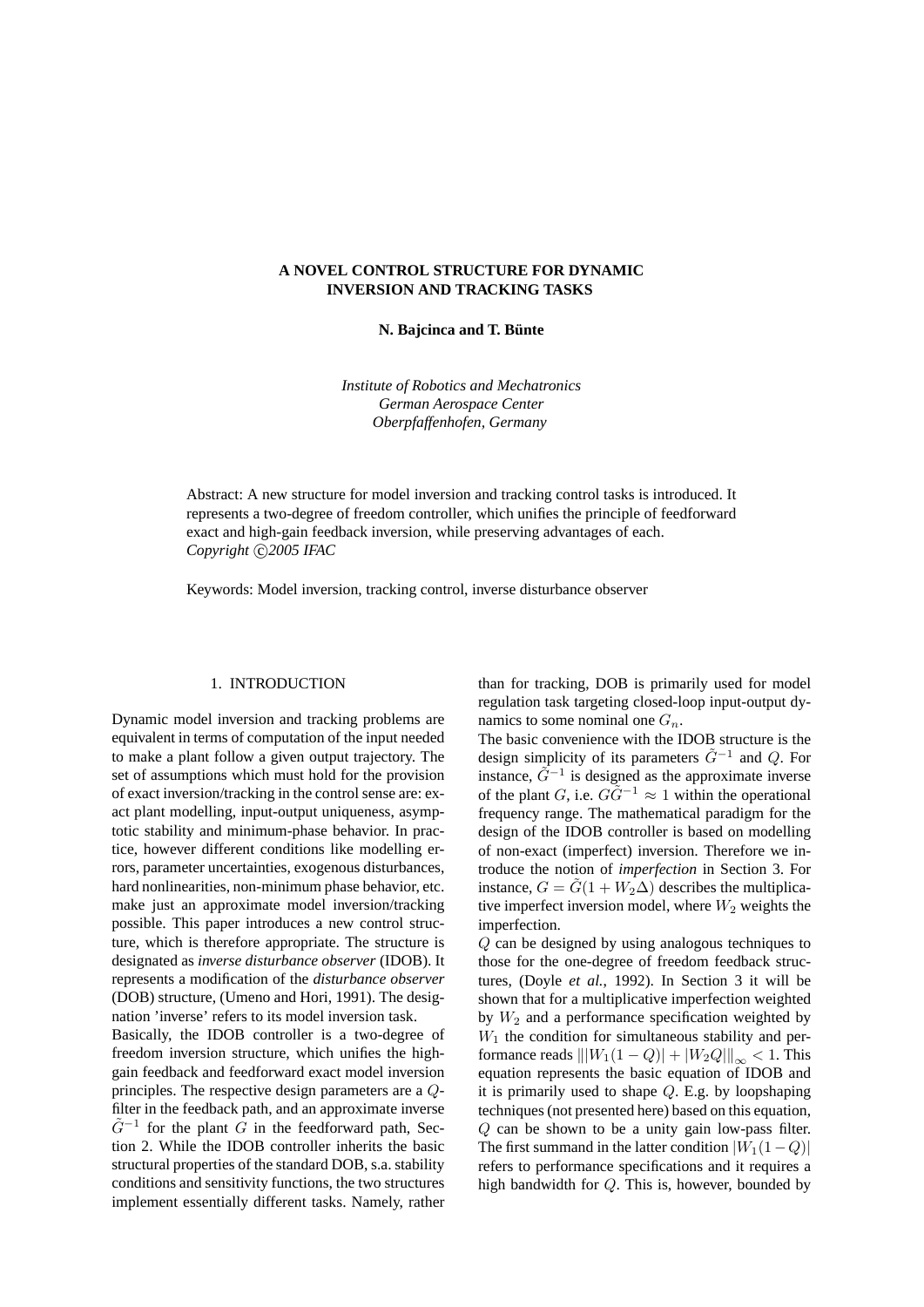# A NOVEL CONTROL STRUCTURE FOR DYNAMIC INVERSION AND TRACKING TASKS

**N. Bajcinca and T. Bünte**

*Institute of Robotics and Mechatronics*
*German Aerospace Center*
*Oberpfaffenhofen, Germany*

Abstract: A new structure for model inversion and tracking control tasks is introduced. It represents a two-degree of freedom controller, which unifies the principle of feedforward exact and high-gain feedback inversion, while preserving advantages of each.
*Copyright ©2005 IFAC*

Keywords: Model inversion, tracking control, inverse disturbance observer

## 1. INTRODUCTION

Dynamic model inversion and tracking problems are equivalent in terms of computation of the input needed to make a plant follow a given output trajectory. The set of assumptions which must hold for the provision of exact inversion/tracking in the control sense are: exact plant modelling, input-output uniqueness, asymptotic stability and minimum-phase behavior. In practice, however different conditions like modelling errors, parameter uncertainties, exogenous disturbances, hard nonlinearities, non-minimum phase behavior, etc. make just an approximate model inversion/tracking possible. This paper introduces a new control structure, which is therefore appropriate. The structure is designated as *inverse disturbance observer* (IDOB). It represents a modification of the *disturbance observer* (DOB) structure, (Umeno and Hori, 1991). The designation 'inverse' refers to its model inversion task.

Basically, the IDOB controller is a two-degree of freedom inversion structure, which unifies the high-gain feedback and feedforward exact model inversion principles. The respective design parameters are a $Q$-filter in the feedback path, and an approximate inverse $\tilde{G}^{-1}$ for the plant $G$ in the feedforward path, Section 2. While the IDOB controller inherits the basic structural properties of the standard DOB, s.a. stability conditions and sensitivity functions, the two structures implement essentially different tasks. Namely, rather than for tracking, DOB is primarily used for model regulation task targeting closed-loop input-output dynamics to some nominal one $G_n$.

The basic convenience with the IDOB structure is the design simplicity of its parameters $\tilde{G}^{-1}$ and $Q$. For instance, $\tilde{G}^{-1}$ is designed as the approximate inverse of the plant $G$, i.e. $G\tilde{G}^{-1} \approx 1$ within the operational frequency range. The mathematical paradigm for the design of the IDOB controller is based on modelling of non-exact (imperfect) inversion. Therefore we introduce the notion of *imperfection* in Section 3. For instance, $G = \tilde{G}(1 + W_2\Delta)$ describes the multiplicative imperfect inversion model, where $W_2$ weights the imperfection.

$Q$ can be designed by using analogous techniques to those for the one-degree of freedom feedback structures, (Doyle *et al.*, 1992). In Section 3 it will be shown that for a multiplicative imperfection weighted by $W_2$ and a performance specification weighted by $W_1$ the condition for simultaneous stability and performance reads $\| |W_1(1-Q)| + |W_2 Q| \|_\infty < 1$. This equation represents the basic equation of IDOB and it is primarily used to shape $Q$. E.g. by loopshaping techniques (not presented here) based on this equation, $Q$ can be shown to be a unity gain low-pass filter. The first summand in the latter condition $|W_1(1-Q)|$ refers to performance specifications and it requires a high bandwidth for $Q$. This is, however, bounded by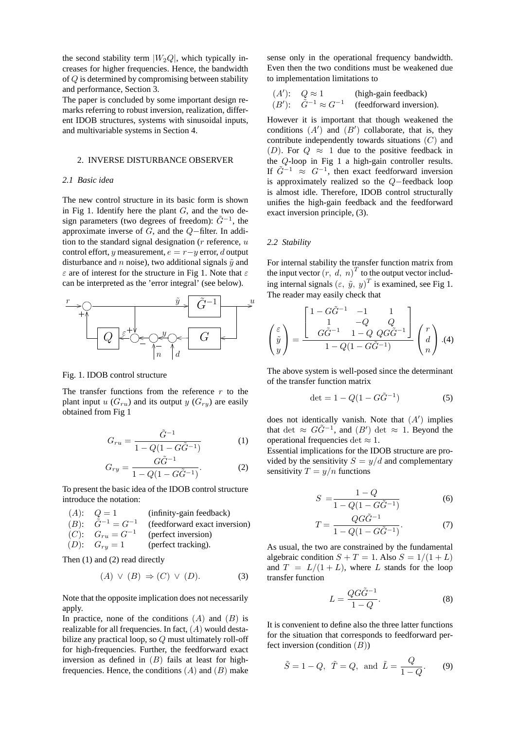the second stability term $|W_2 Q|$, which typically increases for higher frequencies. Hence, the bandwidth of $Q$ is determined by compromising between stability and performance, Section 3.

The paper is concluded by some important design remarks referring to robust inversion, realization, different IDOB structures, systems with sinusoidal inputs, and multivariable systems in Section 4.

## 2. INVERSE DISTURBANCE OBSERVER

### *2.1 Basic idea*

The new control structure in its basic form is shown in Fig 1. Identify here the plant $G$, and the two design parameters (two degrees of freedom): $\tilde{G}^{-1}$, the approximate inverse of $G$, and the $Q-$filter. In addition to the standard signal designation ($r$ reference, $u$ control effort, $y$ measurement, $e = r - y$ error, $d$ output disturbance and $n$ noise), two additional signals $\tilde{y}$ and $\varepsilon$ are of interest for the structure in Fig 1. Note that $\varepsilon$ can be interpreted as the 'error integral' (see below).

Fig. 1. IDOB control structure

The transfer functions from the reference $r$ to the plant input $u$ ($G_{ru}$) and its output $y$ ($G_{ry}$) are easily obtained from Fig 1

$$G_{ru} = \frac{\tilde{G}^{-1}}{1 - Q(1 - G\tilde{G}^{-1})} \qquad (1)$$

$$G_{ry} = \frac{G\tilde{G}^{-1}}{1 - Q(1 - G\tilde{G}^{-1})}. \qquad (2)$$

To present the basic idea of the IDOB control structure introduce the notation:

- $(A)$: $Q = 1$ (infinity-gain feedback)
- $(B)$: $\tilde{G}^{-1} = G^{-1}$ (feedforward exact inversion)
- $(C)$: $G_{ru} = G^{-1}$ (perfect inversion)
- $(D)$: $G_{ry} = 1$ (perfect tracking).

Then (1) and (2) read directly

$$(A) \vee (B) \Rightarrow (C) \vee (D). \qquad (3)$$

Note that the opposite implication does not necessarily apply.

In practice, none of the conditions $(A)$ and $(B)$ is realizable for all frequencies. In fact, $(A)$ would destabilize any practical loop, so $Q$ must ultimately roll-off for high-frequencies. Further, the feedforward exact inversion as defined in $(B)$ fails at least for high-frequencies. Hence, the conditions $(A)$ and $(B)$ make sense only in the operational frequency bandwidth. Even then the two conditions must be weakened due to implementation limitations to

- $(A')$: $Q \approx 1$ (high-gain feedback)
- $(B')$: $\tilde{G}^{-1} \approx G^{-1}$ (feedforward inversion).

However it is important that though weakened the conditions $(A')$ and $(B')$ collaborate, that is, they contribute independently towards situations $(C)$ and $(D)$. For $Q \approx 1$ due to the positive feedback in the $Q$-loop in Fig 1 a high-gain controller results. If $\tilde{G}^{-1} \approx G^{-1}$, then exact feedforward inversion is approximately realized so the $Q-$feedback loop is almost idle. Therefore, IDOB control structurally unifies the high-gain feedback and the feedforward exact inversion principle, (3).

### *2.2 Stability*

For internal stability the transfer function matrix from the input vector $(r,\ d,\ n)^T$ to the output vector including internal signals $(\varepsilon,\ \tilde{y},\ y)^T$ is examined, see Fig 1. The reader may easily check that

$$\begin{pmatrix} \varepsilon \\ \tilde{y} \\ y \end{pmatrix} = \frac{\begin{bmatrix} 1 - G\tilde{G}^{-1} & -1 & 1 \\ 1 & -Q & Q \\ G\tilde{G}^{-1} & 1 - Q & QG\tilde{G}^{-1} \end{bmatrix}}{1 - Q(1 - G\tilde{G}^{-1})} \begin{pmatrix} r \\ d \\ n \end{pmatrix}. \qquad (4)$$

The above system is well-posed since the determinant of the transfer function matrix

$$\det = 1 - Q(1 - G\tilde{G}^{-1}) \qquad (5)$$

does not identically vanish. Note that $(A')$ implies that $\det \approx G\tilde{G}^{-1}$, and $(B')$ $\det \approx 1$. Beyond the operational frequencies $\det \approx 1$.

Essential implications for the IDOB structure are provided by the sensitivity $S = y/d$ and complementary sensitivity $T = y/n$ functions

$$S = \frac{1 - Q}{1 - Q(1 - G\tilde{G}^{-1})} \qquad (6)$$

$$T = \frac{QG\tilde{G}^{-1}}{1 - Q(1 - G\tilde{G}^{-1})}. \qquad (7)$$

As usual, the two are constrained by the fundamental algebraic condition $S + T = 1$. Also $S = 1/(1 + L)$ and $T = L/(1 + L)$, where $L$ stands for the loop transfer function

$$L = \frac{QG\tilde{G}^{-1}}{1 - Q}. \qquad (8)$$

It is convenient to define also the three latter functions for the situation that corresponds to feedforward perfect inversion (condition $(B)$)

$$\tilde{S} = 1 - Q,\ \ \tilde{T} = Q,\ \ \text{and}\ \ \tilde{L} = \frac{Q}{1 - Q}. \qquad (9)$$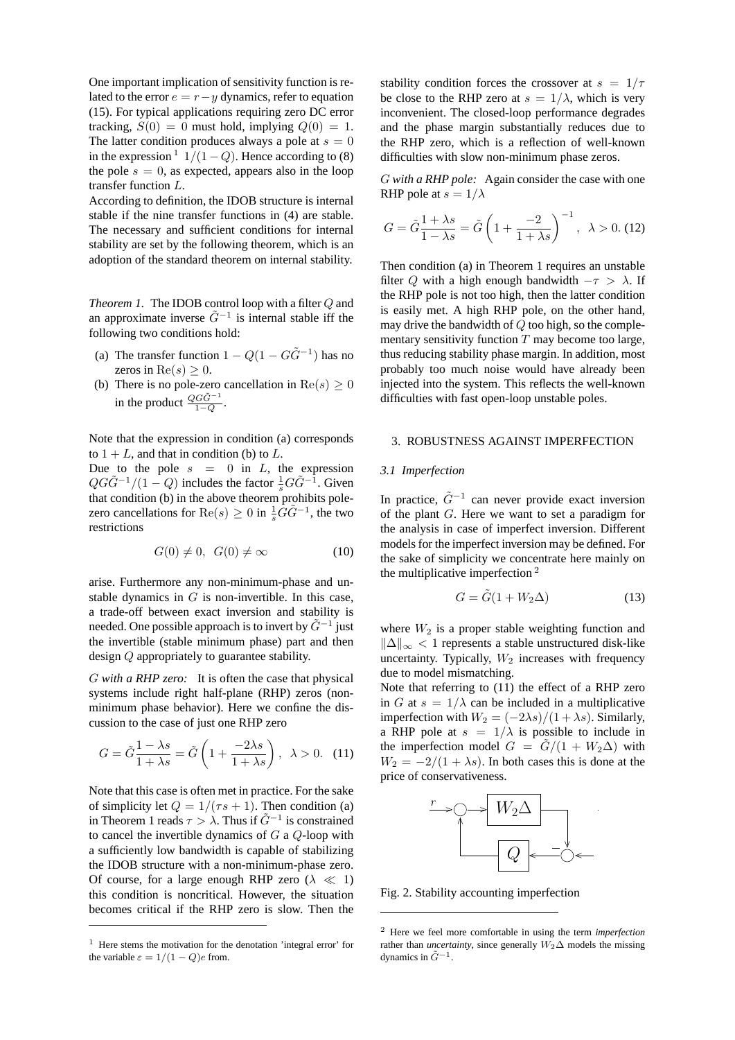One important implication of sensitivity function is related to the error $e = r - y$ dynamics, refer to equation (15). For typical applications requiring zero DC error tracking, $S(0) = 0$ must hold, implying $Q(0) = 1$. The latter condition produces always a pole at $s = 0$ in the expression [1] $1/(1-Q)$. Hence according to (8) the pole $s = 0$, as expected, appears also in the loop transfer function $L$.

According to definition, the IDOB structure is internal stable if the nine transfer functions in (4) are stable. The necessary and sufficient conditions for internal stability are set by the following theorem, which is an adoption of the standard theorem on internal stability.

*Theorem 1.* The IDOB control loop with a filter $Q$ and an approximate inverse $\tilde{G}^{-1}$ is internal stable iff the following two conditions hold:

- (a) The transfer function $1 - Q(1 - G\tilde{G}^{-1})$ has no zeros in $\mathrm{Re}(s) \geq 0$.
- (b) There is no pole-zero cancellation in $\mathrm{Re}(s) \geq 0$ in the product $\frac{QG\tilde{G}^{-1}}{1-Q}$.

Note that the expression in condition (a) corresponds to $1 + L$, and that in condition (b) to $L$.

Due to the pole $s = 0$ in $L$, the expression $QG\tilde{G}^{-1}/(1-Q)$ includes the factor $\frac{1}{s}G\tilde{G}^{-1}$. Given that condition (b) in the above theorem prohibits pole-zero cancellations for $\mathrm{Re}(s) \geq 0$ in $\frac{1}{s}G\tilde{G}^{-1}$, the two restrictions

$$G(0) \neq 0, \;\; G(0) \neq \infty \tag{10}$$

arise. Furthermore any non-minimum-phase and unstable dynamics in $G$ is non-invertible. In this case, a trade-off between exact inversion and stability is needed. One possible approach is to invert by $\tilde{G}^{-1}$ just the invertible (stable minimum phase) part and then design $Q$ appropriately to guarantee stability.

*$G$ with a RHP zero:* It is often the case that physical systems include right half-plane (RHP) zeros (non-minimum phase behavior). Here we confine the discussion to the case of just one RHP zero

$$G = \tilde{G}\frac{1-\lambda s}{1+\lambda s} = \tilde{G}\left(1 + \frac{-2\lambda s}{1+\lambda s}\right), \;\; \lambda > 0. \tag{11}$$

Note that this case is often met in practice. For the sake of simplicity let $Q = 1/(\tau s + 1)$. Then condition (a) in Theorem 1 reads $\tau > \lambda$. Thus if $\tilde{G}^{-1}$ is constrained to cancel the invertible dynamics of $G$ a $Q$-loop with a sufficiently low bandwidth is capable of stabilizing the IDOB structure with a non-minimum-phase zero. Of course, for a large enough RHP zero ($\lambda \ll 1$) this condition is noncritical. However, the situation becomes critical if the RHP zero is slow. Then the stability condition forces the crossover at $s = 1/\tau$ be close to the RHP zero at $s = 1/\lambda$, which is very inconvenient. The closed-loop performance degrades and the phase margin substantially reduces due to the RHP zero, which is a reflection of well-known difficulties with slow non-minimum phase zeros.

*$G$ with a RHP pole:* Again consider the case with one RHP pole at $s = 1/\lambda$

$$G = \tilde{G}\frac{1+\lambda s}{1-\lambda s} = \tilde{G}\left(1 + \frac{-2}{1+\lambda s}\right)^{-1}, \;\; \lambda > 0. \tag{12}$$

Then condition (a) in Theorem 1 requires an unstable filter $Q$ with a high enough bandwidth $-\tau > \lambda$. If the RHP pole is not too high, then the latter condition is easily met. A high RHP pole, on the other hand, may drive the bandwidth of $Q$ too high, so the complementary sensitivity function $T$ may become too large, thus reducing stability phase margin. In addition, most probably too much noise would have already been injected into the system. This reflects the well-known difficulties with fast open-loop unstable poles.

## 3. ROBUSTNESS AGAINST IMPERFECTION

### 3.1 Imperfection

In practice, $\tilde{G}^{-1}$ can never provide exact inversion of the plant $G$. Here we want to set a paradigm for the analysis in case of imperfect inversion. Different models for the imperfect inversion may be defined. For the sake of simplicity we concentrate here mainly on the multiplicative imperfection [2]

$$G = \tilde{G}(1 + W_2\Delta) \tag{13}$$

where $W_2$ is a proper stable weighting function and $\|\Delta\|_\infty < 1$ represents a stable unstructured disk-like uncertainty. Typically, $W_2$ increases with frequency due to model mismatching.

Note that referring to (11) the effect of a RHP zero in $G$ at $s = 1/\lambda$ can be included in a multiplicative imperfection with $W_2 = (-2\lambda s)/(1+\lambda s)$. Similarly, a RHP pole at $s = 1/\lambda$ is possible to include in the imperfection model $G = \tilde{G}/(1 + W_2\Delta)$ with $W_2 = -2/(1+\lambda s)$. In both cases this is done at the price of conservativeness.

Fig. 2. Stability accounting imperfection

[1] Here stems the motivation for the denotation 'integral error' for the variable $\varepsilon = 1/(1-Q)e$ from.

[2] Here we feel more comfortable in using the term *imperfection* rather than *uncertainty*, since generally $W_2\Delta$ models the missing dynamics in $\tilde{G}^{-1}$.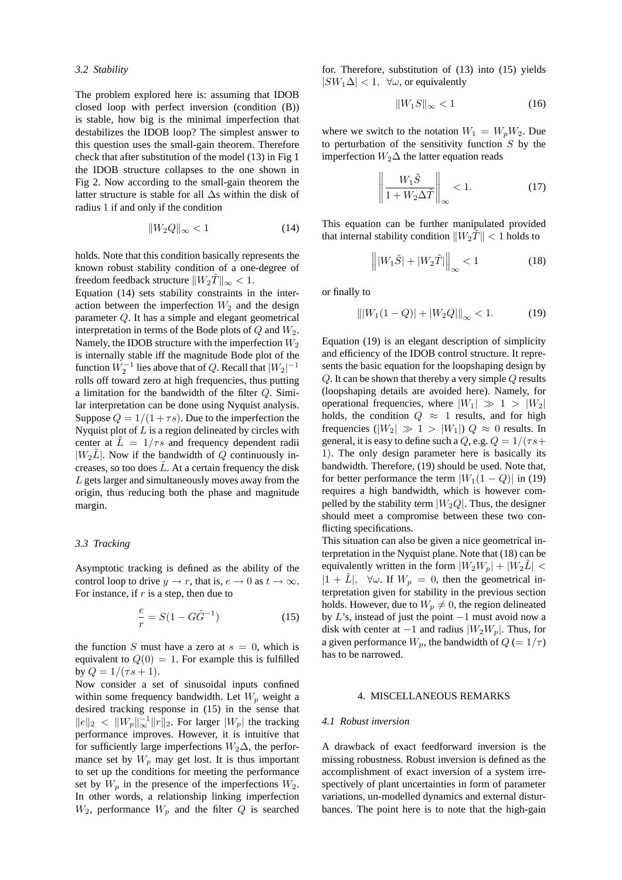### 3.2 Stability

The problem explored here is: assuming that IDOB closed loop with perfect inversion (condition (B)) is stable, how big is the minimal imperfection that destabilizes the IDOB loop? The simplest answer to this question uses the small-gain theorem. Therefore check that after substitution of the model (13) in Fig 1 the IDOB structure collapses to the one shown in Fig 2. Now according to the small-gain theorem the latter structure is stable for all $\Delta$s within the disk of radius 1 if and only if the condition

$$\|W_2 Q\|_\infty < 1 \tag{14}$$

holds. Note that this condition basically represents the known robust stability condition of a one-degree of freedom feedback structure $\|W_2\tilde{T}\|_\infty < 1$.

Equation (14) sets stability constraints in the interaction between the imperfection $W_2$ and the design parameter $Q$. It has a simple and elegant geometrical interpretation in terms of the Bode plots of $Q$ and $W_2$. Namely, the IDOB structure with the imperfection $W_2$ is internally stable iff the magnitude Bode plot of the function $W_2^{-1}$ lies above that of $Q$. Recall that $|W_2|^{-1}$ rolls off toward zero at high frequencies, thus putting a limitation for the bandwidth of the filter $Q$. Similar interpretation can be done using Nyquist analysis. Suppose $Q = 1/(1+\tau s)$. Due to the imperfection the Nyquist plot of $L$ is a region delineated by circles with center at $\tilde{L} = 1/\tau s$ and frequency dependent radii $|W_2\tilde{L}|$. Now if the bandwidth of $Q$ continuously increases, so too does $\tilde{L}$. At a certain frequency the disk $L$ gets larger and simultaneously moves away from the origin, thus reducing both the phase and magnitude margin.

### 3.3 Tracking

Asymptotic tracking is defined as the ability of the control loop to drive $y \rightarrow r$, that is, $e \rightarrow 0$ as $t \rightarrow \infty$. For instance, if $r$ is a step, then due to

$$\frac{e}{r} = S(1 - G\tilde{G}^{-1}) \tag{15}$$

the function $S$ must have a zero at $s = 0$, which is equivalent to $Q(0) = 1$. For example this is fulfilled by $Q = 1/(\tau s + 1)$.

Now consider a set of sinusoidal inputs confined within some frequency bandwidth. Let $W_p$ weight a desired tracking response in (15) in the sense that $\|e\|_2 < \|W_p\|_\infty^{-1}\|r\|_2$. For larger $|W_p|$ the tracking performance improves. However, it is intuitive that for sufficiently large imperfections $W_2\Delta$, the performance set by $W_p$ may get lost. It is thus important to set up the conditions for meeting the performance set by $W_p$ in the presence of the imperfections $W_2$. In other words, a relationship linking imperfection $W_2$, performance $W_p$ and the filter $Q$ is searched for. Therefore, substitution of (13) into (15) yields $|SW_1\Delta| < 1, \ \forall\omega$, or equivalently

$$\|W_1 S\|_\infty < 1 \tag{16}$$

where we switch to the notation $W_1 = W_p W_2$. Due to perturbation of the sensitivity function $S$ by the imperfection $W_2\Delta$ the latter equation reads

$$\left\| \frac{W_1\tilde{S}}{1 + W_2\Delta\tilde{T}} \right\|_\infty < 1. \tag{17}$$

This equation can be further manipulated provided that internal stability condition $\|W_2\tilde{T}\| < 1$ holds to

$$\left\| |W_1\tilde{S}| + |W_2\tilde{T}| \right\|_\infty < 1 \tag{18}$$

or finally to

$$\| |W_1(1-Q)| + |W_2 Q| \|_\infty < 1. \tag{19}$$

Equation (19) is an elegant description of simplicity and efficiency of the IDOB control structure. It represents the basic equation for the loopshaping design by $Q$. It can be shown that thereby a very simple $Q$ results (loopshaping details are avoided here). Namely, for operational frequencies, where $|W_1| \gg 1 > |W_2|$ holds, the condition $Q \approx 1$ results, and for high frequencies ($|W_2| \gg 1 > |W_1|$) $Q \approx 0$ results. In general, it is easy to define such a $Q$, e.g. $Q = 1/(\tau s + 1)$. The only design parameter here is basically its bandwidth. Therefore, (19) should be used. Note that, for better performance the term $|W_1(1-Q)|$ in (19) requires a high bandwidth, which is however compelled by the stability term $|W_2 Q|$. Thus, the designer should meet a compromise between these two conflicting specifications.

This situation can also be given a nice geometrical interpretation in the Nyquist plane. Note that (18) can be equivalently written in the form $|W_2 W_p| + |W_2\tilde{L}| < |1 + \tilde{L}|, \ \ \forall\omega$. If $W_p = 0$, then the geometrical interpretation given for stability in the previous section holds. However, due to $W_p \neq 0$, the region delineated by $L$'s, instead of just the point $-1$ must avoid now a disk with center at $-1$ and radius $|W_2 W_p|$. Thus, for a given performance $W_p$, the bandwidth of $Q$ ($= 1/\tau$) has to be narrowed.

## 4. MISCELLANEOUS REMARKS

### 4.1 Robust inversion

A drawback of exact feedforward inversion is the missing robustness. Robust inversion is defined as the accomplishment of exact inversion of a system irrespectively of plant uncertainties in form of parameter variations, un-modelled dynamics and external disturbances. The point here is to note that the high-gain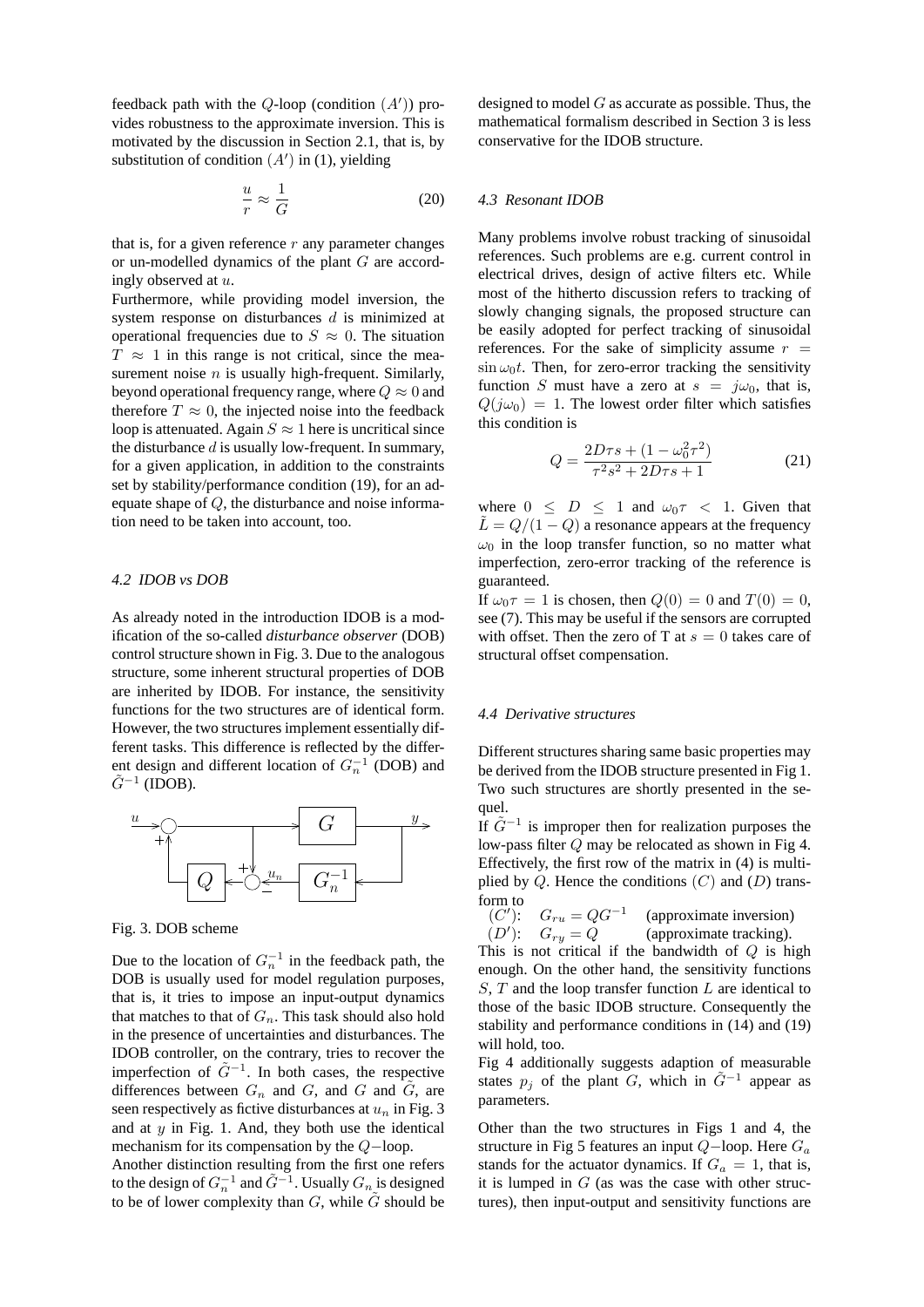feedback path with the $Q$-loop (condition $(A')$) provides robustness to the approximate inversion. This is motivated by the discussion in Section 2.1, that is, by substitution of condition $(A')$ in (1), yielding

$$\frac{u}{r} \approx \frac{1}{G} \tag{20}$$

that is, for a given reference $r$ any parameter changes or un-modelled dynamics of the plant $G$ are accordingly observed at $u$.

Furthermore, while providing model inversion, the system response on disturbances $d$ is minimized at operational frequencies due to $S \approx 0$. The situation $T \approx 1$ in this range is not critical, since the measurement noise $n$ is usually high-frequent. Similarly, beyond operational frequency range, where $Q \approx 0$ and therefore $T \approx 0$, the injected noise into the feedback loop is attenuated. Again $S \approx 1$ here is uncritical since the disturbance $d$ is usually low-frequent. In summary, for a given application, in addition to the constraints set by stability/performance condition (19), for an adequate shape of $Q$, the disturbance and noise information need to be taken into account, too.

### 4.2 IDOB vs DOB

As already noted in the introduction IDOB is a modification of the so-called *disturbance observer* (DOB) control structure shown in Fig. 3. Due to the analogous structure, some inherent structural properties of DOB are inherited by IDOB. For instance, the sensitivity functions for the two structures are of identical form. However, the two structures implement essentially different tasks. This difference is reflected by the different design and different location of $G_n^{-1}$ (DOB) and $\tilde{G}^{-1}$ (IDOB).

Fig. 3. DOB scheme

Due to the location of $G_n^{-1}$ in the feedback path, the DOB is usually used for model regulation purposes, that is, it tries to impose an input-output dynamics that matches to that of $G_n$. This task should also hold in the presence of uncertainties and disturbances. The IDOB controller, on the contrary, tries to recover the imperfection of $\tilde{G}^{-1}$. In both cases, the respective differences between $G_n$ and $G$, and $G$ and $\tilde{G}$, are seen respectively as fictive disturbances at $u_n$ in Fig. 3 and at $y$ in Fig. 1. And, they both use the identical mechanism for its compensation by the $Q-$loop.

Another distinction resulting from the first one refers to the design of $G_n^{-1}$ and $\tilde{G}^{-1}$. Usually $G_n$ is designed to be of lower complexity than $G$, while $\tilde{G}$ should be designed to model $G$ as accurate as possible. Thus, the mathematical formalism described in Section 3 is less conservative for the IDOB structure.

### 4.3 Resonant IDOB

Many problems involve robust tracking of sinusoidal references. Such problems are e.g. current control in electrical drives, design of active filters etc. While most of the hitherto discussion refers to tracking of slowly changing signals, the proposed structure can be easily adopted for perfect tracking of sinusoidal references. For the sake of simplicity assume $r = \sin \omega_0 t$. Then, for zero-error tracking the sensitivity function $S$ must have a zero at $s = j\omega_0$, that is, $Q(j\omega_0) = 1$. The lowest order filter which satisfies this condition is

$$Q = \frac{2D\tau s + (1 - \omega_0^2 \tau^2)}{\tau^2 s^2 + 2D\tau s + 1} \tag{21}$$

where $0 \leq D \leq 1$ and $\omega_0 \tau < 1$. Given that $\tilde{L} = Q/(1-Q)$ a resonance appears at the frequency $\omega_0$ in the loop transfer function, so no matter what imperfection, zero-error tracking of the reference is guaranteed.

If $\omega_0 \tau = 1$ is chosen, then $Q(0) = 0$ and $T(0) = 0$, see (7). This may be useful if the sensors are corrupted with offset. Then the zero of T at $s = 0$ takes care of structural offset compensation.

### 4.4 Derivative structures

Different structures sharing same basic properties may be derived from the IDOB structure presented in Fig 1. Two such structures are shortly presented in the sequel.

If $\tilde{G}^{-1}$ is improper then for realization purposes the low-pass filter $Q$ may be relocated as shown in Fig 4. Effectively, the first row of the matrix in (4) is multiplied by $Q$. Hence the conditions $(C)$ and $(D)$ transform to

$(C')$: $G_{ru} = QG^{-1}$ (approximate inversion)
$(D')$: $G_{ry} = Q$ (approximate tracking).

This is not critical if the bandwidth of $Q$ is high enough. On the other hand, the sensitivity functions $S$, $T$ and the loop transfer function $L$ are identical to those of the basic IDOB structure. Consequently the stability and performance conditions in (14) and (19) will hold, too.

Fig 4 additionally suggests adaption of measurable states $p_j$ of the plant $G$, which in $\tilde{G}^{-1}$ appear as parameters.

Other than the two structures in Figs 1 and 4, the structure in Fig 5 features an input $Q-$loop. Here $G_a$ stands for the actuator dynamics. If $G_a = 1$, that is, it is lumped in $G$ (as was the case with other structures), then input-output and sensitivity functions are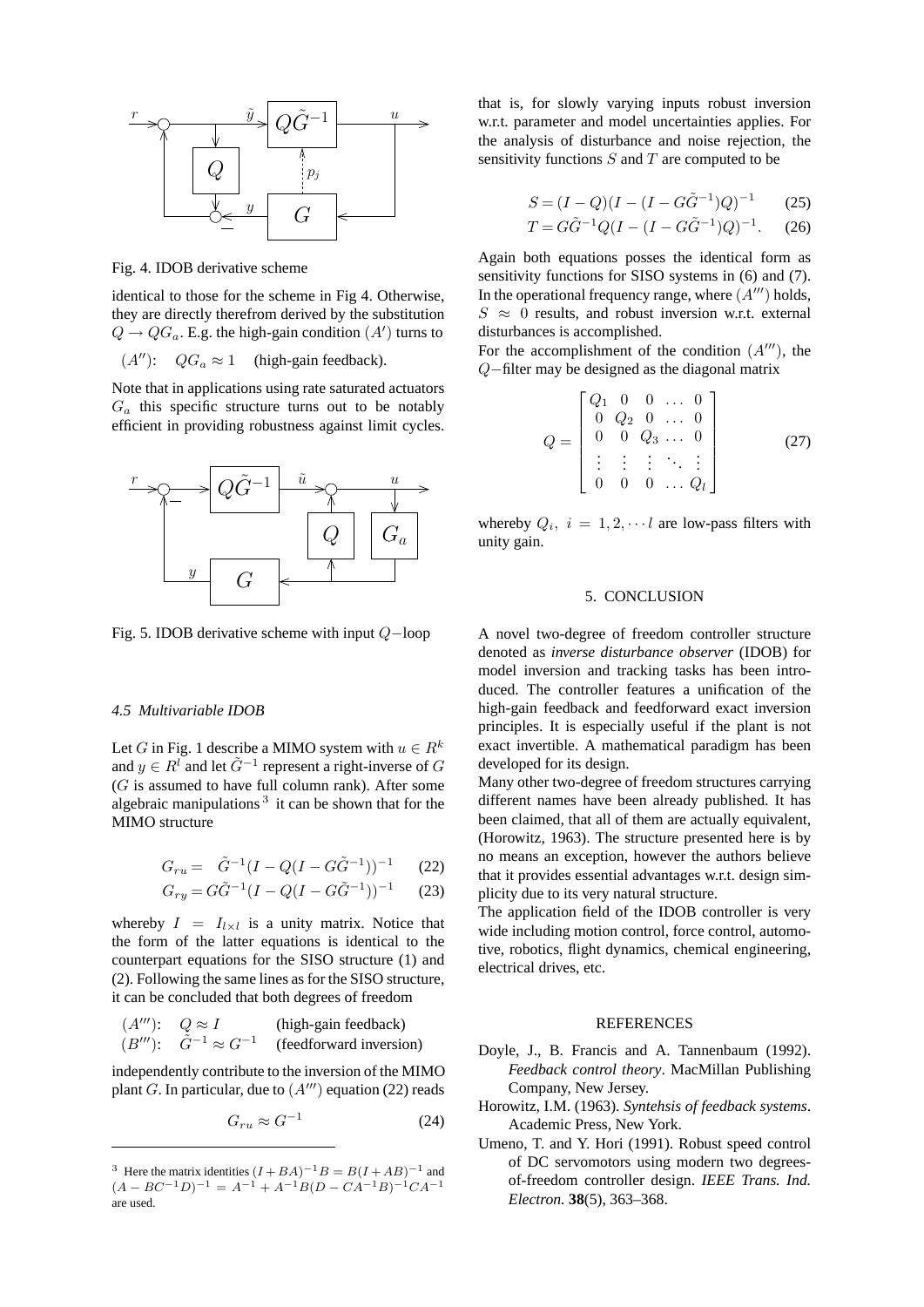Fig. 4. IDOB derivative scheme

identical to those for the scheme in Fig 4. Otherwise, they are directly therefrom derived by the substitution $Q \rightarrow QG_a$. E.g. the high-gain condition $(A')$ turns to

$(A'')$: $\quad QG_a \approx 1 \quad$ (high-gain feedback).

Note that in applications using rate saturated actuators $G_a$ this specific structure turns out to be notably efficient in providing robustness against limit cycles.

Fig. 5. IDOB derivative scheme with input $Q-$loop

### 4.5 Multivariable IDOB

Let $G$ in Fig. 1 describe a MIMO system with $u \in R^k$ and $y \in R^l$ and let $\tilde{G}^{-1}$ represent a right-inverse of $G$ ($G$ is assumed to have full column rank). After some algebraic manipulations [3] it can be shown that for the MIMO structure

$$G_{ru} = \quad \tilde{G}^{-1}(I - Q(I - G\tilde{G}^{-1}))^{-1} \qquad (22)$$

$$G_{ry} = G\tilde{G}^{-1}(I - Q(I - G\tilde{G}^{-1}))^{-1} \qquad (23)$$

whereby $I = I_{l \times l}$ is a unity matrix. Notice that the form of the latter equations is identical to the counterpart equations for the SISO structure (1) and (2). Following the same lines as for the SISO structure, it can be concluded that both degrees of freedom

$(A''')$: $\quad Q \approx I \quad$ (high-gain feedback)
$(B''')$: $\quad \tilde{G}^{-1} \approx G^{-1} \quad$ (feedforward inversion)

independently contribute to the inversion of the MIMO plant $G$. In particular, due to $(A''')$ equation (22) reads

$$G_{ru} \approx G^{-1} \qquad (24)$$

[3] Here the matrix identities $(I + BA)^{-1}B = B(I + AB)^{-1}$ and $(A - BC^{-1}D)^{-1} = A^{-1} + A^{-1}B(D - CA^{-1}B)^{-1}CA^{-1}$ are used.

that is, for slowly varying inputs robust inversion w.r.t. parameter and model uncertainties applies. For the analysis of disturbance and noise rejection, the sensitivity functions $S$ and $T$ are computed to be

$$S = (I - Q)(I - (I - G\tilde{G}^{-1})Q)^{-1} \qquad (25)$$

$$T = G\tilde{G}^{-1}Q(I - (I - G\tilde{G}^{-1})Q)^{-1}. \qquad (26)$$

Again both equations posses the identical form as sensitivity functions for SISO systems in (6) and (7). In the operational frequency range, where $(A''')$ holds, $S \approx 0$ results, and robust inversion w.r.t. external disturbances is accomplished.

For the accomplishment of the condition $(A''')$, the $Q-$filter may be designed as the diagonal matrix

$$Q = \begin{bmatrix} Q_1 & 0 & 0 & \dots & 0 \\ 0 & Q_2 & 0 & \dots & 0 \\ 0 & 0 & Q_3 & \dots & 0 \\ \vdots & \vdots & \vdots & \ddots & \vdots \\ 0 & 0 & 0 & \dots & Q_l \end{bmatrix} \qquad (27)$$

whereby $Q_i, \ i = 1, 2, \cdots l$ are low-pass filters with unity gain.

## 5. CONCLUSION

A novel two-degree of freedom controller structure denoted as *inverse disturbance observer* (IDOB) for model inversion and tracking tasks has been introduced. The controller features a unification of the high-gain feedback and feedforward exact inversion principles. It is especially useful if the plant is not exact invertible. A mathematical paradigm has been developed for its design.

Many other two-degree of freedom structures carrying different names have been already published. It has been claimed, that all of them are actually equivalent, (Horowitz, 1963). The structure presented here is by no means an exception, however the authors believe that it provides essential advantages w.r.t. design simplicity due to its very natural structure.

The application field of the IDOB controller is very wide including motion control, force control, automotive, robotics, flight dynamics, chemical engineering, electrical drives, etc.

## REFERENCES

Doyle, J., B. Francis and A. Tannenbaum (1992). *Feedback control theory*. MacMillan Publishing Company, New Jersey.

Horowitz, I.M. (1963). *Syntehsis of feedback systems*. Academic Press, New York.

Umeno, T. and Y. Hori (1991). Robust speed control of DC servomotors using modern two degrees-of-freedom controller design. *IEEE Trans. Ind. Electron.* **38**(5), 363–368.